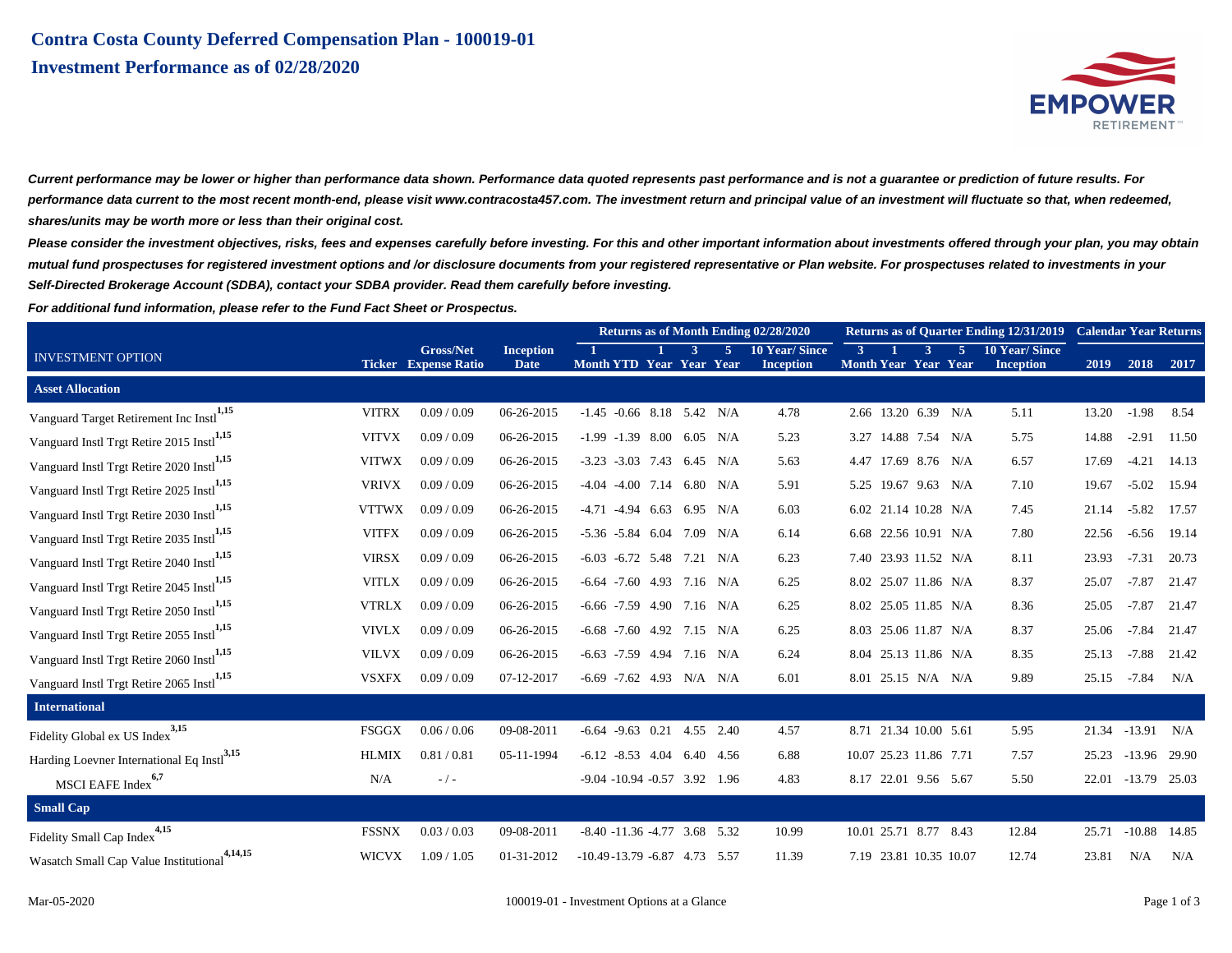# Contra Costa County Deferred Compensation Plan - 100019-01

## Investment Performance as of 02/28/2020

***Current performance may be lower or higher than performance data shown. Performance data quoted represents past performance and is not a guarantee or prediction of future results. For performance data current to the most recent month-end, please visit www.contracosta457.com. The investment return and principal value of an investment will fluctuate so that, when redeemed, shares/units may be worth more or less than their original cost.***

***Please consider the investment objectives, risks, fees and expenses carefully before investing. For this and other important information about investments offered through your plan, you may obtain mutual fund prospectuses for registered investment options and /or disclosure documents from your registered representative or Plan Website. For prospectuses related to investments in your Self-Directed Brokerage Account (SDBA), contact your SDBA provider. Read them carefully before investing.***

***For additional fund information, please refer to the Fund Fact Sheet or Prospectus.***

| | | | | Returns as of Month Ending 02/28/2020 | | | | | | Returns as of Quarter Ending 12/31/2019 | | | | | Calendar Year Returns | | |
|---|---|---|---|---|---|---|---|---|---|---|---|---|---|---|---|---|---|
| INVESTMENT OPTION | Ticker | Gross/Net Expense Ratio | Inception Date | 1 Month | YTD | 1 Year | 3 Year | 5 Year | 10 Year/ Since Inception | 3 Month | 1 Year | 3 Year | 5 Year | 10 Year/ Since Inception | 2019 | 2018 | 2017 |
| **Asset Allocation** | | | | | | | | | | | | | | | | | |
| Vanguard Target Retirement Inc Instl[1,15] | VITRX | 0.09 / 0.09 | 06-26-2015 | -1.45 | -0.66 | 8.18 | 5.42 | N/A | 4.78 | 2.66 | 13.20 | 6.39 | N/A | 5.11 | 13.20 | -1.98 | 8.54 |
| Vanguard Instl Trgt Retire 2015 Instl[1,15] | VITVX | 0.09 / 0.09 | 06-26-2015 | -1.99 | -1.39 | 8.00 | 6.05 | N/A | 5.23 | 3.27 | 14.88 | 7.54 | N/A | 5.75 | 14.88 | -2.91 | 11.50 |
| Vanguard Instl Trgt Retire 2020 Instl[1,15] | VITWX | 0.09 / 0.09 | 06-26-2015 | -3.23 | -3.03 | 7.43 | 6.45 | N/A | 5.63 | 4.47 | 17.69 | 8.76 | N/A | 6.57 | 17.69 | -4.21 | 14.13 |
| Vanguard Instl Trgt Retire 2025 Instl[1,15] | VRIVX | 0.09 / 0.09 | 06-26-2015 | -4.04 | -4.00 | 7.14 | 6.80 | N/A | 5.91 | 5.25 | 19.67 | 9.63 | N/A | 7.10 | 19.67 | -5.02 | 15.94 |
| Vanguard Instl Trgt Retire 2030 Instl[1,15] | VTTWX | 0.09 / 0.09 | 06-26-2015 | -4.71 | -4.94 | 6.63 | 6.95 | N/A | 6.03 | 6.02 | 21.14 | 10.28 | N/A | 7.45 | 21.14 | -5.82 | 17.57 |
| Vanguard Instl Trgt Retire 2035 Instl[1,15] | VITFX | 0.09 / 0.09 | 06-26-2015 | -5.36 | -5.84 | 6.04 | 7.09 | N/A | 6.14 | 6.68 | 22.56 | 10.91 | N/A | 7.80 | 22.56 | -6.56 | 19.14 |
| Vanguard Instl Trgt Retire 2040 Instl[1,15] | VIRSX | 0.09 / 0.09 | 06-26-2015 | -6.03 | -6.72 | 5.48 | 7.21 | N/A | 6.23 | 7.40 | 23.93 | 11.52 | N/A | 8.11 | 23.93 | -7.31 | 20.73 |
| Vanguard Instl Trgt Retire 2045 Instl[1,15] | VITLX | 0.09 / 0.09 | 06-26-2015 | -6.64 | -7.60 | 4.93 | 7.16 | N/A | 6.25 | 8.02 | 25.07 | 11.86 | N/A | 8.37 | 25.07 | -7.87 | 21.47 |
| Vanguard Instl Trgt Retire 2050 Instl[1,15] | VTRLX | 0.09 / 0.09 | 06-26-2015 | -6.66 | -7.59 | 4.90 | 7.16 | N/A | 6.25 | 8.02 | 25.05 | 11.85 | N/A | 8.36 | 25.05 | -7.87 | 21.47 |
| Vanguard Instl Trgt Retire 2055 Instl[1,15] | VIVLX | 0.09 / 0.09 | 06-26-2015 | -6.68 | -7.60 | 4.92 | 7.15 | N/A | 6.25 | 8.03 | 25.06 | 11.87 | N/A | 8.37 | 25.06 | -7.84 | 21.47 |
| Vanguard Instl Trgt Retire 2060 Instl[1,15] | VILVX | 0.09 / 0.09 | 06-26-2015 | -6.63 | -7.59 | 4.94 | 7.16 | N/A | 6.24 | 8.04 | 25.13 | 11.86 | N/A | 8.35 | 25.13 | -7.88 | 21.42 |
| Vanguard Instl Trgt Retire 2065 Instl[1,15] | VSXFX | 0.09 / 0.09 | 07-12-2017 | -6.69 | -7.62 | 4.93 | N/A | N/A | 6.01 | 8.01 | 25.15 | N/A | N/A | 9.89 | 25.15 | -7.84 | N/A |
| **International** | | | | | | | | | | | | | | | | | |
| Fidelity Global ex US Index[3,15] | FSGGX | 0.06 / 0.06 | 09-08-2011 | -6.64 | -9.63 | 0.21 | 4.55 | 2.40 | 4.57 | 8.71 | 21.34 | 10.00 | 5.61 | 5.95 | 21.34 | -13.91 | N/A |
| Harding Loevner International Eq Instl[3,15] | HLMIX | 0.81 / 0.81 | 05-11-1994 | -6.12 | -8.53 | 4.04 | 6.40 | 4.56 | 6.88 | 10.07 | 25.23 | 11.86 | 7.71 | 7.57 | 25.23 | -13.96 | 29.90 |
| MSCI EAFE Index[6,7] | N/A | - / - | | -9.04 | -10.94 | -0.57 | 3.92 | 1.96 | 4.83 | 8.17 | 22.01 | 9.56 | 5.67 | 5.50 | 22.01 | -13.79 | 25.03 |
| **Small Cap** | | | | | | | | | | | | | | | | | |
| Fidelity Small Cap Index[4,15] | FSSNX | 0.03 / 0.03 | 09-08-2011 | -8.40 | -11.36 | -4.77 | 3.68 | 5.32 | 10.99 | 10.01 | 25.71 | 8.77 | 8.43 | 12.84 | 25.71 | -10.88 | 14.85 |
| Wasatch Small Cap Value Institutional[4,14,15] | WICVX | 1.09 / 1.05 | 01-31-2012 | -10.49 | -13.79 | -6.87 | 4.73 | 5.57 | 11.39 | 7.19 | 23.81 | 10.35 | 10.07 | 12.74 | 23.81 | N/A | N/A |

Mar-05-2020 &nbsp;&nbsp;&nbsp;&nbsp; 100019-01 - Investment Options at a Glance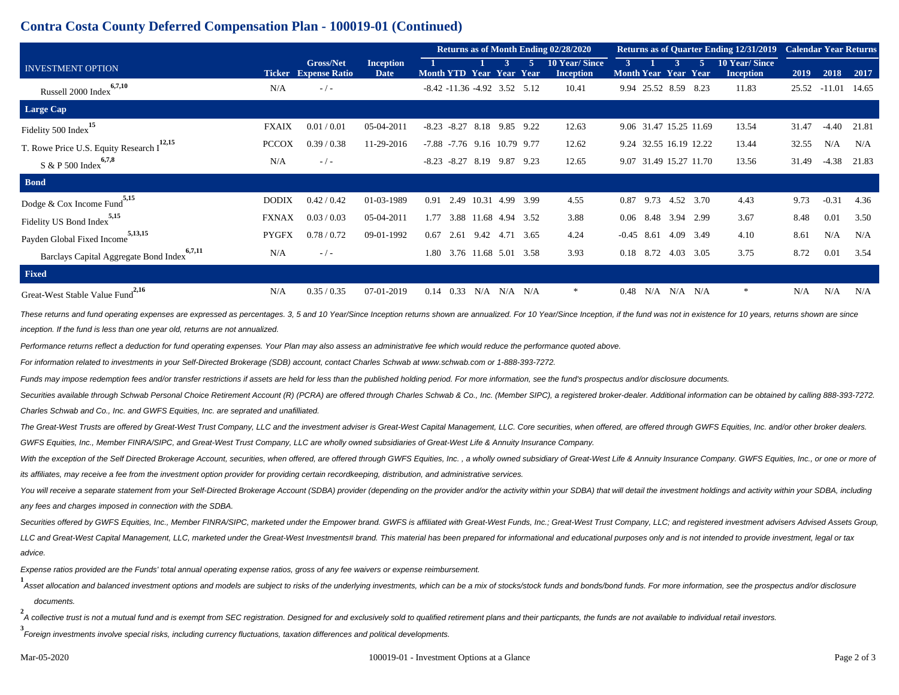# Contra Costa County Deferred Compensation Plan - 100019-01 (Continued)

| INVESTMENT OPTION | Ticker | Gross/Net Expense Ratio | Inception Date | Returns as of Month Ending 02/28/2020 | | | | | | Returns as of Quarter Ending 12/31/2019 | | | | | Calendar Year Returns | | |
|---|---|---|---|---|---|---|---|---|---|---|---|---|---|---|---|---|---|
| | | | | 1 Month | YTD | 1 Year | 3 Year | 5 Year | 10 Year/ Since Inception | 3 Month | 1 Year | 3 Year | 5 Year | 10 Year/ Since Inception | 2019 | 2018 | 2017 |
| Russell 2000 Index[6,7,10] | N/A | - / - | | -8.42 | -11.36 | -4.92 | 3.52 | 5.12 | 10.41 | 9.94 | 25.52 | 8.59 | 8.23 | 11.83 | 25.52 | -11.01 | 14.65 |
| **Large Cap** | | | | | | | | | | | | | | | | | |
| Fidelity 500 Index[15] | FXAIX | 0.01 / 0.01 | 05-04-2011 | -8.23 | -8.27 | 8.18 | 9.85 | 9.22 | 12.63 | 9.06 | 31.47 | 15.25 | 11.69 | 13.54 | 31.47 | -4.40 | 21.81 |
| T. Rowe Price U.S. Equity Research I[12,15] | PCCOX | 0.39 / 0.38 | 11-29-2016 | -7.88 | -7.76 | 9.16 | 10.79 | 9.77 | 12.62 | 9.24 | 32.55 | 16.19 | 12.22 | 13.44 | 32.55 | N/A | N/A |
| S & P 500 Index[6,7,8] | N/A | - / - | | -8.23 | -8.27 | 8.19 | 9.87 | 9.23 | 12.65 | 9.07 | 31.49 | 15.27 | 11.70 | 13.56 | 31.49 | -4.38 | 21.83 |
| **Bond** | | | | | | | | | | | | | | | | | |
| Dodge & Cox Income Fund[5,15] | DODIX | 0.42 / 0.42 | 01-03-1989 | 0.91 | 2.49 | 10.31 | 4.99 | 3.99 | 4.55 | 0.87 | 9.73 | 4.52 | 3.70 | 4.43 | 9.73 | -0.31 | 4.36 |
| Fidelity US Bond Index[5,15] | FXNAX | 0.03 / 0.03 | 05-04-2011 | 1.77 | 3.88 | 11.68 | 4.94 | 3.52 | 3.88 | 0.06 | 8.48 | 3.94 | 2.99 | 3.67 | 8.48 | 0.01 | 3.50 |
| Payden Global Fixed Income[5,13,15] | PYGFX | 0.78 / 0.72 | 09-01-1992 | 0.67 | 2.61 | 9.42 | 4.71 | 3.65 | 4.24 | -0.45 | 8.61 | 4.09 | 3.49 | 4.10 | 8.61 | N/A | N/A |
| Barclays Capital Aggregate Bond Index[6,7,11] | N/A | - / - | | 1.80 | 3.76 | 11.68 | 5.01 | 3.58 | 3.93 | 0.18 | 8.72 | 4.03 | 3.05 | 3.75 | 8.72 | 0.01 | 3.54 |
| **Fixed** | | | | | | | | | | | | | | | | | |
| Great-West Stable Value Fund[2,16] | N/A | 0.35 / 0.35 | 07-01-2019 | 0.14 | 0.33 | N/A | N/A | N/A | * | 0.48 | N/A | N/A | N/A | * | N/A | N/A | N/A |

*These returns and fund operating expenses are expressed as percentages. 3, 5 and 10 Year/Since Inception returns shown are annualized. For 10 Year/Since Inception, if the fund was not in existence for 10 years, returns shown are since inception. If the fund is less than one year old, returns are not annualized.*

*Performance returns reflect a deduction for fund operating expenses. Your Plan may also assess an administrative fee which would reduce the performance quoted above.*

*For information related to investments in your Self-Directed Brokerage (SDB) account, contact Charles Schwab at www.schwab.com or 1-888-393-7272.*

*Funds may impose redemption fees and/or transfer restrictions if assets are held for less than the published holding period. For more information, see the fund's prospectus and/or disclosure documents.*

*Securities available through Schwab Personal Choice Retirement Account (R) (PCRA) are offered through Charles Schwab & Co., Inc. (Member SIPC), a registered broker-dealer. Additional information can be obtained by calling 888-393-7272. Charles Schwab and Co., Inc. and GWFS Equities, Inc. are seprated and unafilliated.*

*The Great-West Trusts are offered by Great-West Trust Company, LLC and the investment adviser is Great-West Capital Management, LLC. Core securities, when offered, are offered through GWFS Equities, Inc. and/or other broker dealers. GWFS Equities, Inc., Member FINRA/SIPC, and Great-West Trust Company, LLC are wholly owned subsidiaries of Great-West Life & Annuity Insurance Company.*

*With the exception of the Self Directed Brokerage Account, securities, when offered, are offered through GWFS Equities, Inc. , a wholly owned subsidiary of Great-West Life & Annuity Insurance Company. GWFS Equities, Inc., or one or more of its affiliates, may receive a fee from the investment option provider for providing certain recordkeeping, distribution, and administrative services.*

*You will receive a separate statement from your Self-Directed Brokerage Account (SDBA) provider (depending on the provider and/or the activity within your SDBA) that will detail the investment holdings and activity within your SDBA, including any fees and charges imposed in connection with the SDBA.*

*Securities offered by GWFS Equities, Inc., Member FINRA/SIPC, marketed under the Empower brand. GWFS is affiliated with Great-West Funds, Inc.; Great-West Trust Company, LLC; and registered investment advisers Advised Assets Group, LLC and Great-West Capital Management, LLC, marketed under the Great-West Investments# brand. This material has been prepared for informational and educational purposes only and is not intended to provide investment, legal or tax advice.*

*Expense ratios provided are the Funds' total annual operating expense ratios, gross of any fee waivers or expense reimbursement.*

[1] *Asset allocation and balanced investment options and models are subject to risks of the underlying investments, which can be a mix of stocks/stock funds and bonds/bond funds. For more information, see the prospectus and/or disclosure documents.*

[2] *A collective trust is not a mutual fund and is exempt from SEC registration. Designed for and exclusively sold to qualified retirement plans and their particpants, the funds are not available to individual retail investors.*

[3] *Foreign investments involve special risks, including currency fluctuations, taxation differences and political developments.*

Mar-05-2020 100019-01 - Investment Options at a Glance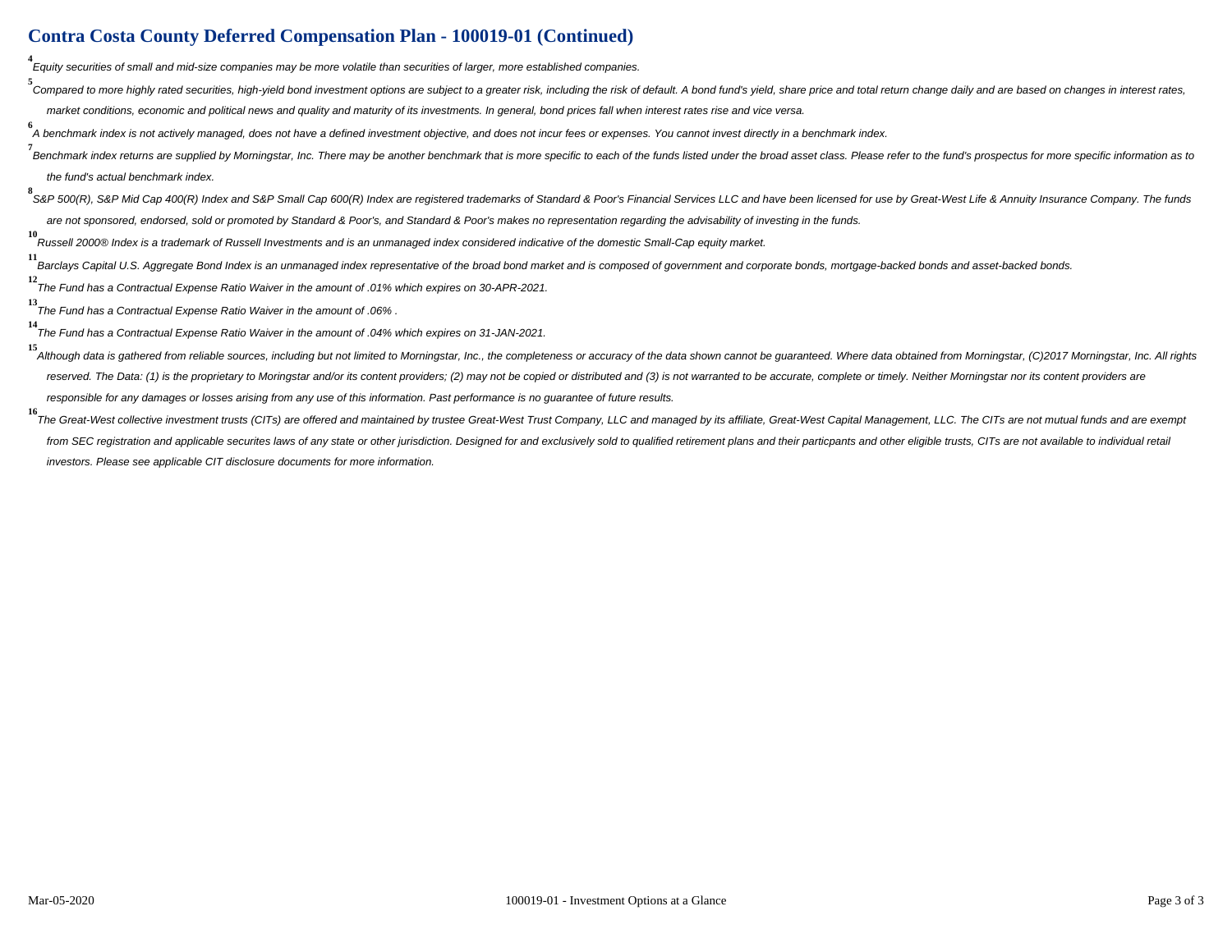## Contra Costa County Deferred Compensation Plan - 100019-01 (Continued)

[4] *Equity securities of small and mid-size companies may be more volatile than securities of larger, more established companies.*

[5] *Compared to more highly rated securities, high-yield bond investment options are subject to a greater risk, including the risk of default. A bond fund's yield, share price and total return change daily and are based on changes in interest rates, market conditions, economic and political news and quality and maturity of its investments. In general, bond prices fall when interest rates rise and vice versa.*

[6] *A benchmark index is not actively managed, does not have a defined investment objective, and does not incur fees or expenses. You cannot invest directly in a benchmark index.*

[7] *Benchmark index returns are supplied by Morningstar, Inc. There may be another benchmark that is more specific to each of the funds listed under the broad asset class. Please refer to the fund's prospectus for more specific information as to the fund's actual benchmark index.*

[8] *S&P 500(R), S&P Mid Cap 400(R) Index and S&P Small Cap 600(R) Index are registered trademarks of Standard & Poor's Financial Services LLC and have been licensed for use by Great-West Life & Annuity Insurance Company. The funds are not sponsored, endorsed, sold or promoted by Standard & Poor's, and Standard & Poor's makes no representation regarding the advisability of investing in the funds.*

[10] *Russell 2000® Index is a trademark of Russell Investments and is an unmanaged index considered indicative of the domestic Small-Cap equity market.*

[11] *Barclays Capital U.S. Aggregate Bond Index is an unmanaged index representative of the broad bond market and is composed of government and corporate bonds, mortgage-backed bonds and asset-backed bonds.*

[12] *The Fund has a Contractual Expense Ratio Waiver in the amount of .01% which expires on 30-APR-2021.*

[13] *The Fund has a Contractual Expense Ratio Waiver in the amount of .06% .*

[14] *The Fund has a Contractual Expense Ratio Waiver in the amount of .04% which expires on 31-JAN-2021.*

[15] *Although data is gathered from reliable sources, including but not limited to Morningstar, Inc., the completeness or accuracy of the data shown cannot be guaranteed. Where data obtained from Morningstar, (C)2017 Morningstar, Inc. All rights reserved. The Data: (1) is the proprietary to Moringstar and/or its content providers; (2) may not be copied or distributed and (3) is not warranted to be accurate, complete or timely. Neither Morningstar nor its content providers are responsible for any damages or losses arising from any use of this information. Past performance is no guarantee of future results.*

[16] *The Great-West collective investment trusts (CITs) are offered and maintained by trustee Great-West Trust Company, LLC and managed by its affiliate, Great-West Capital Management, LLC. The CITs are not mutual funds and are exempt from SEC registration and applicable securites laws of any state or other jurisdiction. Designed for and exclusively sold to qualified retirement plans and their particpants and other eligible trusts, CITs are not available to individual retail investors. Please see applicable CIT disclosure documents for more information.*